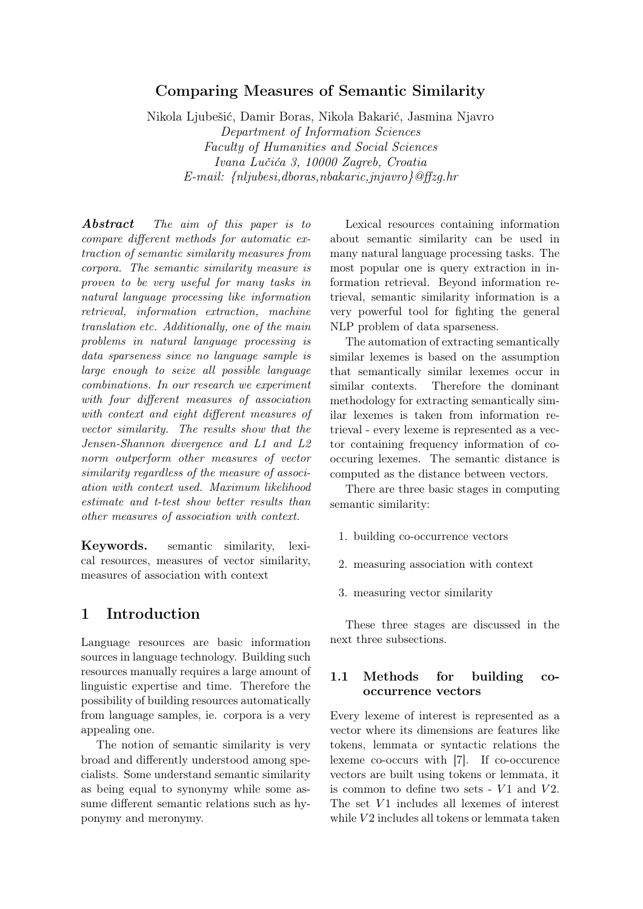# Comparing Measures of Semantic Similarity

Nikola Ljubešić, Damir Boras, Nikola Bakarić, Jasmina Njavro

*Department of Information Sciences*
*Faculty of Humanities and Social Sciences*
*Ivana Lučića 3, 10000 Zagreb, Croatia*
*E-mail: {nljubesi,dboras,nbakaric,jnjavro}@ffzg.hr*

***Abstract*** *The aim of this paper is to compare different methods for automatic extraction of semantic similarity measures from corpora. The semantic similarity measure is proven to be very useful for many tasks in natural language processing like information retrieval, information extraction, machine translation etc. Additionally, one of the main problems in natural language processing is data sparseness since no language sample is large enough to seize all possible language combinations. In our research we experiment with four different measures of association with context and eight different measures of vector similarity. The results show that the Jensen-Shannon divergence and L1 and L2 norm outperform other measures of vector similarity regardless of the measure of association with context used. Maximum likelihood estimate and t-test show better results than other measures of association with context.*

**Keywords.** semantic similarity, lexical resources, measures of vector similarity, measures of association with context

## 1 Introduction

Language resources are basic information sources in language technology. Building such resources manually requires a large amount of linguistic expertise and time. Therefore the possibility of building resources automatically from language samples, ie. corpora is a very appealing one.

The notion of semantic similarity is very broad and differently understood among specialists. Some understand semantic similarity as being equal to synonymy while some assume different semantic relations such as hyponymy and meronymy.

Lexical resources containing information about semantic similarity can be used in many natural language processing tasks. The most popular one is query extraction in information retrieval. Beyond information retrieval, semantic similarity information is a very powerful tool for fighting the general NLP problem of data sparseness.

The automation of extracting semantically similar lexemes is based on the assumption that semantically similar lexemes occur in similar contexts. Therefore the dominant methodology for extracting semantically similar lexemes is taken from information retrieval - every lexeme is represented as a vector containing frequency information of co-occuring lexemes. The semantic distance is computed as the distance between vectors.

There are three basic stages in computing semantic similarity:

1. building co-occurrence vectors
2. measuring association with context
3. measuring vector similarity

These three stages are discussed in the next three subsections.

### 1.1 Methods for building co-occurrence vectors

Every lexeme of interest is represented as a vector where its dimensions are features like tokens, lemmata or syntactic relations the lexeme co-occurs with [7]. If co-occurence vectors are built using tokens or lemmata, it is common to define two sets - $V1$ and $V2$. The set $V1$ includes all lexemes of interest while $V2$ includes all tokens or lemmata taken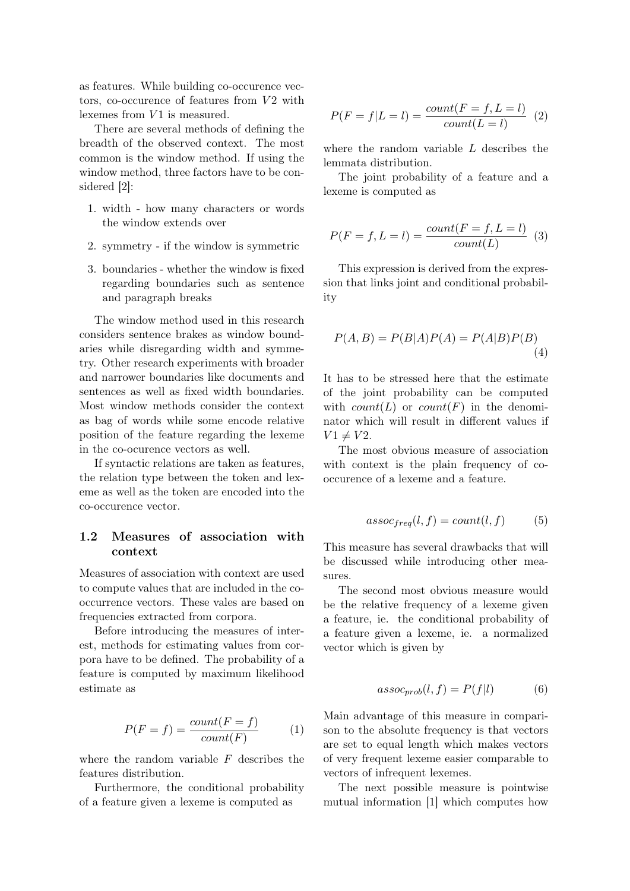as features. While building co-occurence vectors, co-occurence of features from $V2$ with lexemes from $V1$ is measured.

There are several methods of defining the breadth of the observed context. The most common is the window method. If using the window method, three factors have to be considered [2]:

1. width - how many characters or words the window extends over
2. symmetry - if the window is symmetric
3. boundaries - whether the window is fixed regarding boundaries such as sentence and paragraph breaks

The window method used in this research considers sentence brakes as window boundaries while disregarding width and symmetry. Other research experiments with broader and narrower boundaries like documents and sentences as well as fixed width boundaries. Most window methods consider the context as bag of words while some encode relative position of the feature regarding the lexeme in the co-ocurence vectors as well.

If syntactic relations are taken as features, the relation type between the token and lexeme as well as the token are encoded into the co-occurence vector.

### 1.2 Measures of association with context

Measures of association with context are used to compute values that are included in the co-occurrence vectors. These vales are based on frequencies extracted from corpora.

Before introducing the measures of interest, methods for estimating values from corpora have to be defined. The probability of a feature is computed by maximum likelihood estimate as

$$P(F = f) = \frac{count(F = f)}{count(F)} \tag{1}$$

where the random variable $F$ describes the features distribution.

Furthermore, the conditional probability of a feature given a lexeme is computed as

$$P(F = f|L = l) = \frac{count(F = f, L = l)}{count(L = l)} \tag{2}$$

where the random variable $L$ describes the lemmata distribution.

The joint probability of a feature and a lexeme is computed as

$$P(F = f, L = l) = \frac{count(F = f, L = l)}{count(L)} \tag{3}$$

This expression is derived from the expression that links joint and conditional probability

$$P(A, B) = P(B|A)P(A) = P(A|B)P(B) \tag{4}$$

It has to be stressed here that the estimate of the joint probability can be computed with $count(L)$ or $count(F)$ in the denominator which will result in different values if $V1 \neq V2$.

The most obvious measure of association with context is the plain frequency of co-occurence of a lexeme and a feature.

$$assoc_{freq}(l, f) = count(l, f) \tag{5}$$

This measure has several drawbacks that will be discussed while introducing other measures.

The second most obvious measure would be the relative frequency of a lexeme given a feature, ie. the conditional probability of a feature given a lexeme, ie. a normalized vector which is given by

$$assoc_{prob}(l, f) = P(f|l) \tag{6}$$

Main advantage of this measure in comparison to the absolute frequency is that vectors are set to equal length which makes vectors of very frequent lexeme easier comparable to vectors of infrequent lexemes.

The next possible measure is pointwise mutual information [1] which computes how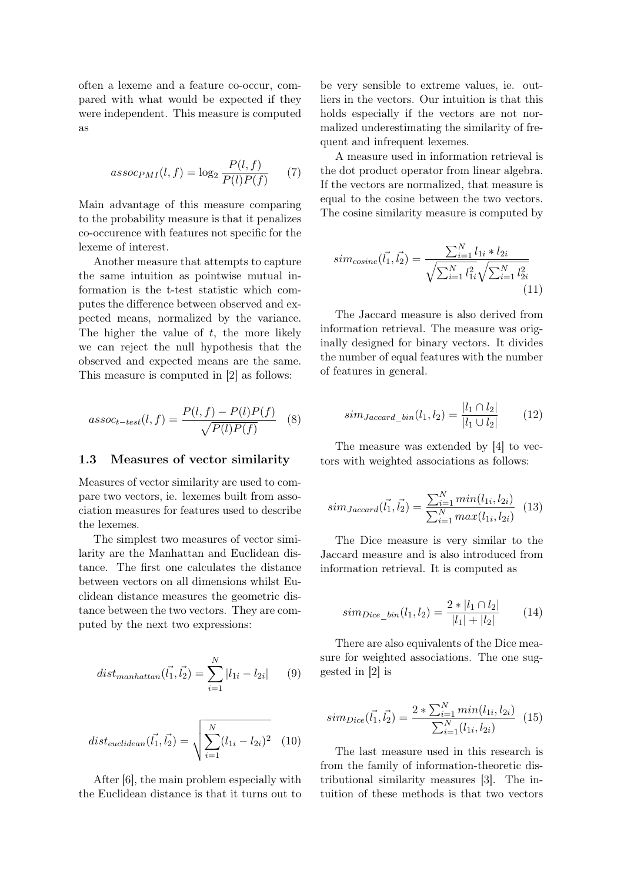often a lexeme and a feature co-occur, compared with what would be expected if they were independent. This measure is computed as

$$assoc_{PMI}(l, f) = \log_2 \frac{P(l, f)}{P(l)P(f)} \quad (7)$$

Main advantage of this measure comparing to the probability measure is that it penalizes co-occurence with features not specific for the lexeme of interest.

Another measure that attempts to capture the same intuition as pointwise mutual information is the t-test statistic which computes the difference between observed and expected means, normalized by the variance. The higher the value of $t$, the more likely we can reject the null hypothesis that the observed and expected means are the same. This measure is computed in [2] as follows:

$$assoc_{t-test}(l, f) = \frac{P(l, f) - P(l)P(f)}{\sqrt{P(l)P(f)}} \quad (8)$$

### 1.3 Measures of vector similarity

Measures of vector similarity are used to compare two vectors, ie. lexemes built from association measures for features used to describe the lexemes.

The simplest two measures of vector similarity are the Manhattan and Euclidean distance. The first one calculates the distance between vectors on all dimensions whilst Euclidean distance measures the geometric distance between the two vectors. They are computed by the next two expressions:

$$dist_{manhattan}(\vec{l_1}, \vec{l_2}) = \sum_{i=1}^{N} |l_{1i} - l_{2i}| \quad (9)$$

$$dist_{euclidean}(\vec{l_1}, \vec{l_2}) = \sqrt{\sum_{i=1}^{N} (l_{1i} - l_{2i})^2} \quad (10)$$

After [6], the main problem especially with the Euclidean distance is that it turns out to be very sensible to extreme values, ie. outliers in the vectors. Our intuition is that this holds especially if the vectors are not normalized underestimating the similarity of frequent and infrequent lexemes.

A measure used in information retrieval is the dot product operator from linear algebra. If the vectors are normalized, that measure is equal to the cosine between the two vectors. The cosine similarity measure is computed by

$$sim_{cosine}(\vec{l_1}, \vec{l_2}) = \frac{\sum_{i=1}^{N} l_{1i} * l_{2i}}{\sqrt{\sum_{i=1}^{N} l_{1i}^2} \sqrt{\sum_{i=1}^{N} l_{2i}^2}} \quad (11)$$

The Jaccard measure is also derived from information retrieval. The measure was originally designed for binary vectors. It divides the number of equal features with the number of features in general.

$$sim_{Jaccard\_bin}(l_1, l_2) = \frac{|l_1 \cap l_2|}{|l_1 \cup l_2|} \quad (12)$$

The measure was extended by [4] to vectors with weighted associations as follows:

$$sim_{Jaccard}(\vec{l_1}, \vec{l_2}) = \frac{\sum_{i=1}^{N} min(l_{1i}, l_{2i})}{\sum_{i=1}^{N} max(l_{1i}, l_{2i})} \quad (13)$$

The Dice measure is very similar to the Jaccard measure and is also introduced from information retrieval. It is computed as

$$sim_{Dice\_bin}(l_1, l_2) = \frac{2 * |l_1 \cap l_2|}{|l_1| + |l_2|} \quad (14)$$

There are also equivalents of the Dice measure for weighted associations. The one suggested in [2] is

$$sim_{Dice}(\vec{l_1}, \vec{l_2}) = \frac{2 * \sum_{i=1}^{N} min(l_{1i}, l_{2i})}{\sum_{i=1}^{N} (l_{1i}, l_{2i})} \quad (15)$$

The last measure used in this research is from the family of information-theoretic distributional similarity measures [3]. The intuition of these methods is that two vectors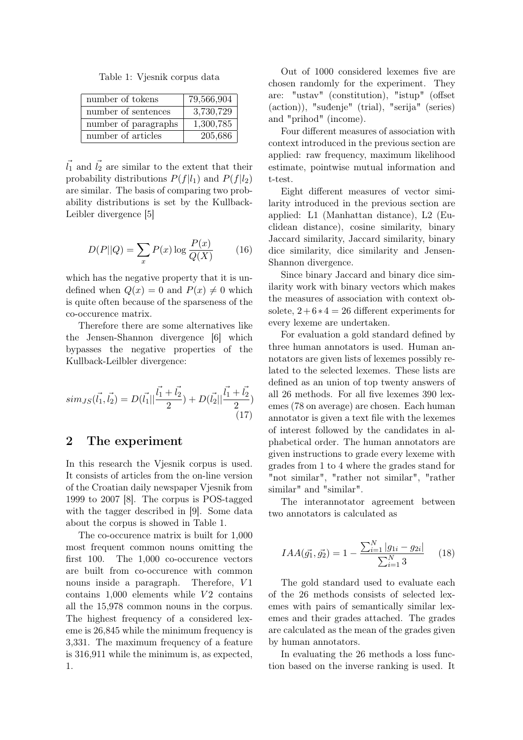Table 1: Vjesnik corpus data

| | |
|---|---|
| number of tokens | 79,566,904 |
| number of sentences | 3,730,729 |
| number of paragraphs | 1,300,785 |
| number of articles | 205,686 |

$\vec{l_1}$ and $\vec{l_2}$ are similar to the extent that their probability distributions $P(f|l_1)$ and $P(f|l_2)$ are similar. The basis of comparing two probability distributions is set by the Kullback-Leibler divergence [5]

$$D(P||Q) = \sum_x P(x) \log \frac{P(x)}{Q(X)} \tag{16}$$

which has the negative property that it is undefined when $Q(x) = 0$ and $P(x) \neq 0$ which is quite often because of the sparseness of the co-occurence matrix.

Therefore there are some alternatives like the Jensen-Shannon divergence [6] which bypasses the negative properties of the Kullback-Leilbler divergence:

$$sim_{JS}(\vec{l_1}, \vec{l_2}) = D(\vec{l_1}||\frac{\vec{l_1} + \vec{l_2}}{2}) + D(\vec{l_2}||\frac{\vec{l_1} + \vec{l_2}}{2}) \tag{17}$$

## 2 The experiment

In this research the Vjesnik corpus is used. It consists of articles from the on-line version of the Croatian daily newspaper Vjesnik from 1999 to 2007 [8]. The corpus is POS-tagged with the tagger described in [9]. Some data about the corpus is showed in Table 1.

The co-occurence matrix is built for 1,000 most frequent common nouns omitting the first 100. The 1,000 co-occurence vectors are built from co-occurence with common nouns inside a paragraph. Therefore, $V1$ contains 1,000 elements while $V2$ contains all the 15,978 common nouns in the corpus. The highest frequency of a considered lexeme is 26,845 while the minimum frequency is 3,331. The maximum frequency of a feature is 316,911 while the minimum is, as expected, 1.

Out of 1000 considered lexemes five are chosen randomly for the experiment. They are: "ustav" (constitution), "istup" (offset (action)), "suđenje" (trial), "serija" (series) and "prihod" (income).

Four different measures of association with context introduced in the previous section are applied: raw frequency, maximum likelihood estimate, pointwise mutual information and t-test.

Eight different measures of vector similarity introduced in the previous section are applied: L1 (Manhattan distance), L2 (Euclidean distance), cosine similarity, binary Jaccard similarity, Jaccard similarity, binary dice similarity, dice similarity and Jensen-Shannon divergence.

Since binary Jaccard and binary dice similarity work with binary vectors which makes the measures of association with context obsolete, $2 + 6 * 4 = 26$ different experiments for every lexeme are undertaken.

For evaluation a gold standard defined by three human annotators is used. Human annotators are given lists of lexemes possibly related to the selected lexemes. These lists are defined as an union of top twenty answers of all 26 methods. For all five lexemes 390 lexemes (78 on average) are chosen. Each human annotator is given a text file with the lexemes of interest followed by the candidates in alphabetical order. The human annotators are given instructions to grade every lexeme with grades from 1 to 4 where the grades stand for "not similar", "rather not similar", "rather similar" and "similar".

The interannotator agreement between two annotators is calculated as

$$IAA(\vec{g_1}, \vec{g_2}) = 1 - \frac{\sum_{i=1}^{N} |g_{1i} - g_{2i}|}{\sum_{i=1}^{N} 3} \tag{18}$$

The gold standard used to evaluate each of the 26 methods consists of selected lexemes with pairs of semantically similar lexemes and their grades attached. The grades are calculated as the mean of the grades given by human annotators.

In evaluating the 26 methods a loss function based on the inverse ranking is used. It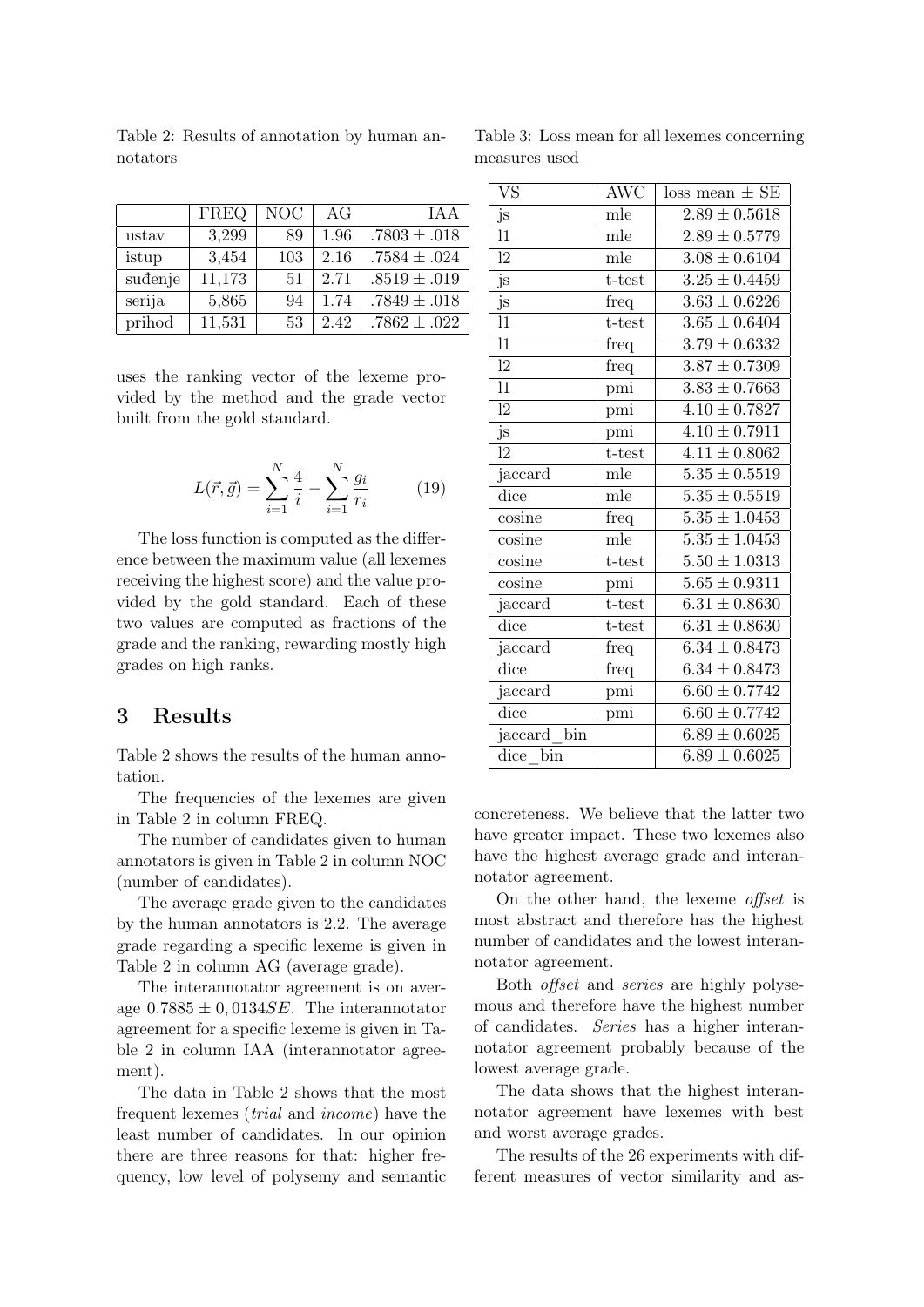Table 2: Results of annotation by human annotators

| | FREQ | NOC | AG | IAA |
|---|---|---|---|---|
| ustav | 3,299 | 89 | 1.96 | $.7803 \pm .018$ |
| istup | 3,454 | 103 | 2.16 | $.7584 \pm .024$ |
| suđenje | 11,173 | 51 | 2.71 | $.8519 \pm .019$ |
| serija | 5,865 | 94 | 1.74 | $.7849 \pm .018$ |
| prihod | 11,531 | 53 | 2.42 | $.7862 \pm .022$ |

uses the ranking vector of the lexeme provided by the method and the grade vector built from the gold standard.

$$L(\vec{r}, \vec{g}) = \sum_{i=1}^{N} \frac{4}{i} - \sum_{i=1}^{N} \frac{g_i}{r_i} \qquad (19)$$

The loss function is computed as the difference between the maximum value (all lexemes receiving the highest score) and the value provided by the gold standard. Each of these two values are computed as fractions of the grade and the ranking, rewarding mostly high grades on high ranks.

## 3 Results

Table 2 shows the results of the human annotation.

The frequencies of the lexemes are given in Table 2 in column FREQ.

The number of candidates given to human annotators is given in Table 2 in column NOC (number of candidates).

The average grade given to the candidates by the human annotators is 2.2. The average grade regarding a specific lexeme is given in Table 2 in column AG (average grade).

The interannotator agreement is on average $0.7885 \pm 0,0134 SE$. The interannotator agreement for a specific lexeme is given in Table 2 in column IAA (interannotator agreement).

The data in Table 2 shows that the most frequent lexemes (*trial* and *income*) have the least number of candidates. In our opinion there are three reasons for that: higher frequency, low level of polysemy and semantic concreteness. We believe that the latter two have greater impact. These two lexemes also have the highest average grade and interannotator agreement.

On the other hand, the lexeme *offset* is most abstract and therefore has the highest number of candidates and the lowest interannotator agreement.

Both *offset* and *series* are highly polysemous and therefore have the highest number of candidates. *Series* has a higher interannotator agreement probably because of the lowest average grade.

The data shows that the highest interannotator agreement have lexemes with best and worst average grades.

The results of the 26 experiments with different measures of vector similarity and as-

Table 3: Loss mean for all lexemes concerning measures used

| VS | AWC | loss mean ± SE |
|---|---|---|
| js | mle | $2.89 \pm 0.5618$ |
| l1 | mle | $2.89 \pm 0.5779$ |
| l2 | mle | $3.08 \pm 0.6104$ |
| js | t-test | $3.25 \pm 0.4459$ |
| js | freq | $3.63 \pm 0.6226$ |
| l1 | t-test | $3.65 \pm 0.6404$ |
| l1 | freq | $3.79 \pm 0.6332$ |
| l2 | freq | $3.87 \pm 0.7309$ |
| l1 | pmi | $3.83 \pm 0.7663$ |
| l2 | pmi | $4.10 \pm 0.7827$ |
| js | pmi | $4.10 \pm 0.7911$ |
| l2 | t-test | $4.11 \pm 0.8062$ |
| jaccard | mle | $5.35 \pm 0.5519$ |
| dice | mle | $5.35 \pm 0.5519$ |
| cosine | freq | $5.35 \pm 1.0453$ |
| cosine | mle | $5.35 \pm 1.0453$ |
| cosine | t-test | $5.50 \pm 1.0313$ |
| cosine | pmi | $5.65 \pm 0.9311$ |
| jaccard | t-test | $6.31 \pm 0.8630$ |
| dice | t-test | $6.31 \pm 0.8630$ |
| jaccard | freq | $6.34 \pm 0.8473$ |
| dice | freq | $6.34 \pm 0.8473$ |
| jaccard | pmi | $6.60 \pm 0.7742$ |
| dice | pmi | $6.60 \pm 0.7742$ |
| jaccard_bin | | $6.89 \pm 0.6025$ |
| dice_bin | | $6.89 \pm 0.6025$ |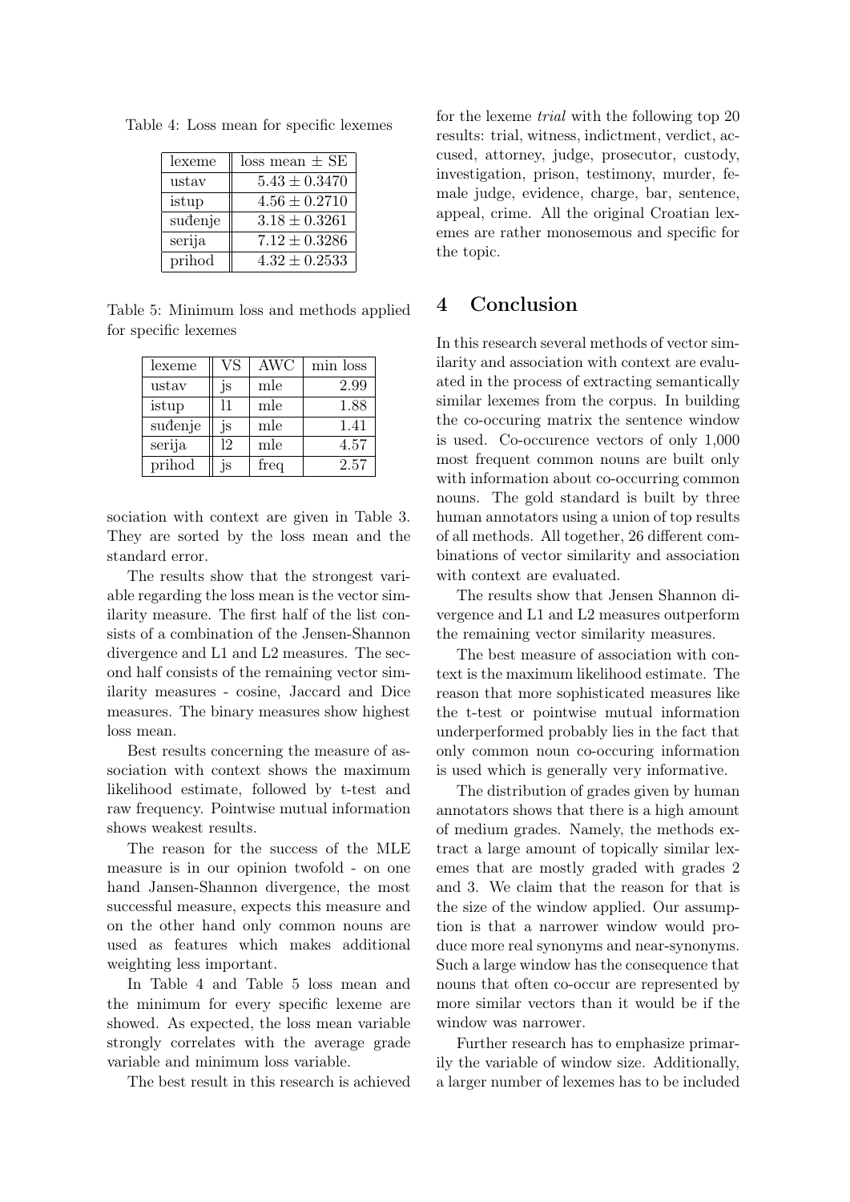Table 4: Loss mean for specific lexemes

| lexeme | loss mean $\pm$ SE |
|---|---|
| ustav | $5.43 \pm 0.3470$ |
| istup | $4.56 \pm 0.2710$ |
| suđenje | $3.18 \pm 0.3261$ |
| serija | $7.12 \pm 0.3286$ |
| prihod | $4.32 \pm 0.2533$ |

Table 5: Minimum loss and methods applied for specific lexemes

| lexeme | VS | AWC | min loss |
|---|---|---|---|
| ustav | js | mle | 2.99 |
| istup | l1 | mle | 1.88 |
| suđenje | js | mle | 1.41 |
| serija | l2 | mle | 4.57 |
| prihod | js | freq | 2.57 |

sociation with context are given in Table 3. They are sorted by the loss mean and the standard error.

The results show that the strongest variable regarding the loss mean is the vector similarity measure. The first half of the list consists of a combination of the Jensen-Shannon divergence and L1 and L2 measures. The second half consists of the remaining vector similarity measures - cosine, Jaccard and Dice measures. The binary measures show highest loss mean.

Best results concerning the measure of association with context shows the maximum likelihood estimate, followed by t-test and raw frequency. Pointwise mutual information shows weakest results.

The reason for the success of the MLE measure is in our opinion twofold - on one hand Jansen-Shannon divergence, the most successful measure, expects this measure and on the other hand only common nouns are used as features which makes additional weighting less important.

In Table 4 and Table 5 loss mean and the minimum for every specific lexeme are showed. As expected, the loss mean variable strongly correlates with the average grade variable and minimum loss variable.

The best result in this research is achieved for the lexeme *trial* with the following top 20 results: trial, witness, indictment, verdict, accused, attorney, judge, prosecutor, custody, investigation, prison, testimony, murder, female judge, evidence, charge, bar, sentence, appeal, crime. All the original Croatian lexemes are rather monosemous and specific for the topic.

## 4 Conclusion

In this research several methods of vector similarity and association with context are evaluated in the process of extracting semantically similar lexemes from the corpus. In building the co-occuring matrix the sentence window is used. Co-occurence vectors of only 1,000 most frequent common nouns are built only with information about co-occurring common nouns. The gold standard is built by three human annotators using a union of top results of all methods. All together, 26 different combinations of vector similarity and association with context are evaluated.

The results show that Jensen Shannon divergence and L1 and L2 measures outperform the remaining vector similarity measures.

The best measure of association with context is the maximum likelihood estimate. The reason that more sophisticated measures like the t-test or pointwise mutual information underperformed probably lies in the fact that only common noun co-occuring information is used which is generally very informative.

The distribution of grades given by human annotators shows that there is a high amount of medium grades. Namely, the methods extract a large amount of topically similar lexemes that are mostly graded with grades 2 and 3. We claim that the reason for that is the size of the window applied. Our assumption is that a narrower window would produce more real synonyms and near-synonyms. Such a large window has the consequence that nouns that often co-occur are represented by more similar vectors than it would be if the window was narrower.

Further research has to emphasize primarily the variable of window size. Additionally, a larger number of lexemes has to be included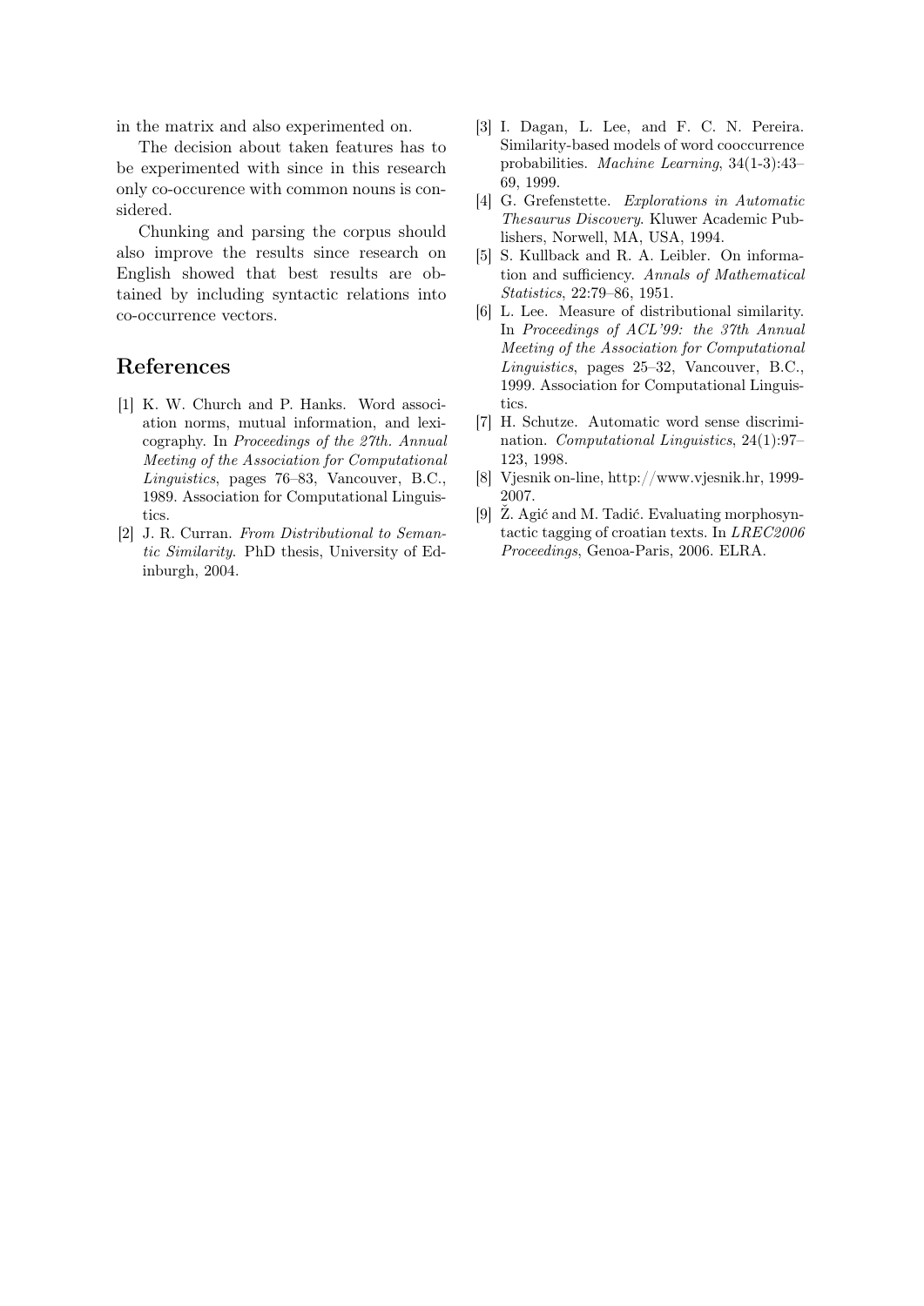in the matrix and also experimented on.

The decision about taken features has to be experimented with since in this research only co-occurence with common nouns is considered.

Chunking and parsing the corpus should also improve the results since research on English showed that best results are obtained by including syntactic relations into co-occurrence vectors.

## References

[1] K. W. Church and P. Hanks. Word association norms, mutual information, and lexicography. In *Proceedings of the 27th. Annual Meeting of the Association for Computational Linguistics*, pages 76–83, Vancouver, B.C., 1989. Association for Computational Linguistics.

[2] J. R. Curran. *From Distributional to Semantic Similarity*. PhD thesis, University of Edinburgh, 2004.

[3] I. Dagan, L. Lee, and F. C. N. Pereira. Similarity-based models of word cooccurrence probabilities. *Machine Learning*, 34(1-3):43–69, 1999.

[4] G. Grefenstette. *Explorations in Automatic Thesaurus Discovery*. Kluwer Academic Publishers, Norwell, MA, USA, 1994.

[5] S. Kullback and R. A. Leibler. On information and sufficiency. *Annals of Mathematical Statistics*, 22:79–86, 1951.

[6] L. Lee. Measure of distributional similarity. In *Proceedings of ACL'99: the 37th Annual Meeting of the Association for Computational Linguistics*, pages 25–32, Vancouver, B.C., 1999. Association for Computational Linguistics.

[7] H. Schutze. Automatic word sense discrimination. *Computational Linguistics*, 24(1):97–123, 1998.

[8] Vjesnik on-line, http://www.vjesnik.hr, 1999-2007.

[9] Ž. Agić and M. Tadić. Evaluating morphosyntactic tagging of croatian texts. In *LREC2006 Proceedings*, Genoa-Paris, 2006. ELRA.